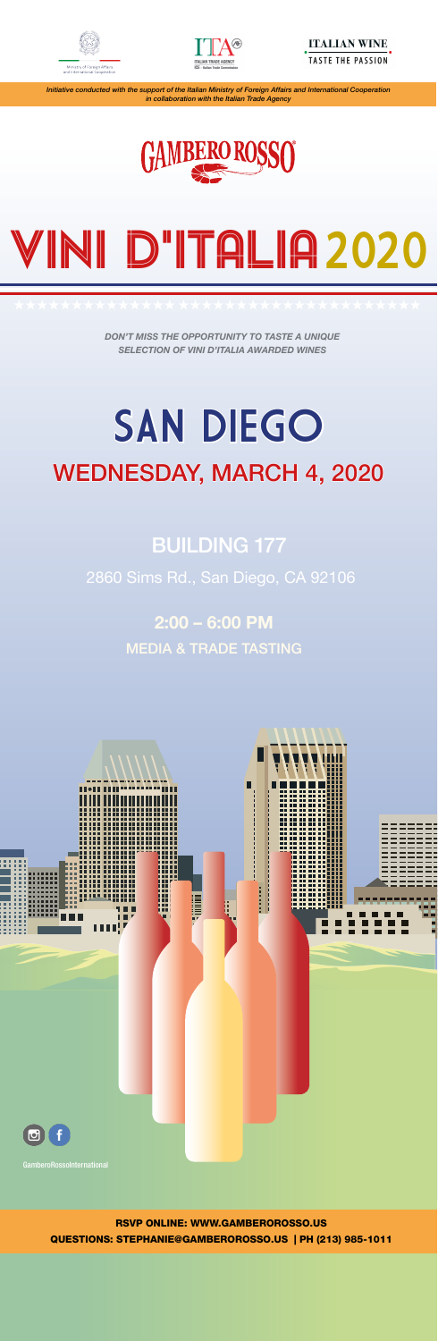Ministry of Foreign Affairs and International Cooperation

ITALIAN TRADE AGENCY

ITALIAN WINE
TASTE THE PASSION

*Initiative conducted with the support of the Italian Ministry of Foreign Affairs and International Cooperation in collaboration with the Italian Trade Agency*

GAMBERO ROSSO

# VINI D'ITALIA 2020

*DON'T MISS THE OPPORTUNITY TO TASTE A UNIQUE SELECTION OF VINI D'ITALIA AWARDED WINES*

# SAN DIEGO

## WEDNESDAY, MARCH 4, 2020

### BUILDING 177

2860 Sims Rd., San Diego, CA 92106

**2:00 – 6:00 PM**

MEDIA & TRADE TASTING

GamberoRossoInternational

**RSVP ONLINE: WWW.GAMBEROROSSO.US**

**QUESTIONS: STEPHANIE@GAMBEROROSSO.US | PH (213) 985-1011**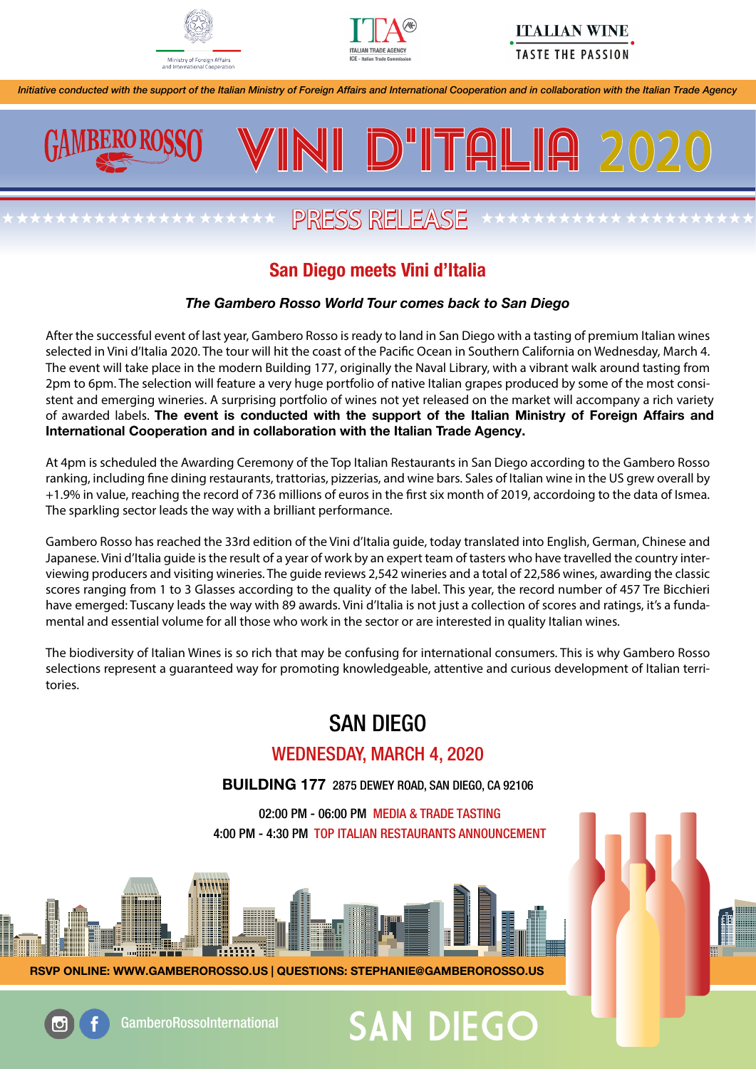Ministry of Foreign Affairs and International Cooperation

ITALIAN TRADE AGENCY
ICE - Italian Trade Commission

ITALIAN WINE
TASTE THE PASSION

*Initiative conducted with the support of the Italian Ministry of Foreign Affairs and International Cooperation and in collaboration with the Italian Trade Agency*

# GAMBERO ROSSO VINI D'ITALIA 2020

## PRESS RELEASE

### San Diego meets Vini d'Italia

***The Gambero Rosso World Tour comes back to San Diego***

After the successful event of last year, Gambero Rosso is ready to land in San Diego with a tasting of premium Italian wines selected in Vini d'Italia 2020. The tour will hit the coast of the Pacific Ocean in Southern California on Wednesday, March 4. The event will take place in the modern Building 177, originally the Naval Library, with a vibrant walk around tasting from 2pm to 6pm. The selection will feature a very huge portfolio of native Italian grapes produced by some of the most consistent and emerging wineries. A surprising portfolio of wines not yet released on the market will accompany a rich variety of awarded labels. **The event is conducted with the support of the Italian Ministry of Foreign Affairs and International Cooperation and in collaboration with the Italian Trade Agency.**

At 4pm is scheduled the Awarding Ceremony of the Top Italian Restaurants in San Diego according to the Gambero Rosso ranking, including fine dining restaurants, trattorias, pizzerias, and wine bars. Sales of Italian wine in the US grew overall by +1.9% in value, reaching the record of 736 millions of euros in the first six month of 2019, accordoing to the data of Ismea. The sparkling sector leads the way with a brilliant performance.

Gambero Rosso has reached the 33rd edition of the Vini d'Italia guide, today translated into English, German, Chinese and Japanese. Vini d'Italia guide is the result of a year of work by an expert team of tasters who have travelled the country interviewing producers and visiting wineries. The guide reviews 2,542 wineries and a total of 22,586 wines, awarding the classic scores ranging from 1 to 3 Glasses according to the quality of the label. This year, the record number of 457 Tre Bicchieri have emerged: Tuscany leads the way with 89 awards. Vini d'Italia is not just a collection of scores and ratings, it's a fundamental and essential volume for all those who work in the sector or are interested in quality Italian wines.

The biodiversity of Italian Wines is so rich that may be confusing for international consumers. This is why Gambero Rosso selections represent a guaranteed way for promoting knowledgeable, attentive and curious development of Italian territories.

## SAN DIEGO

### WEDNESDAY, MARCH 4, 2020

**BUILDING 177** 2875 DEWEY ROAD, SAN DIEGO, CA 92106

02:00 PM - 06:00 PM MEDIA & TRADE TASTING
4:00 PM - 4:30 PM TOP ITALIAN RESTAURANTS ANNOUNCEMENT

**RSVP ONLINE: WWW.GAMBEROROSSO.US | QUESTIONS: STEPHANIE@GAMBEROROSSO.US**

GamberoRossoInternational

SAN DIEGO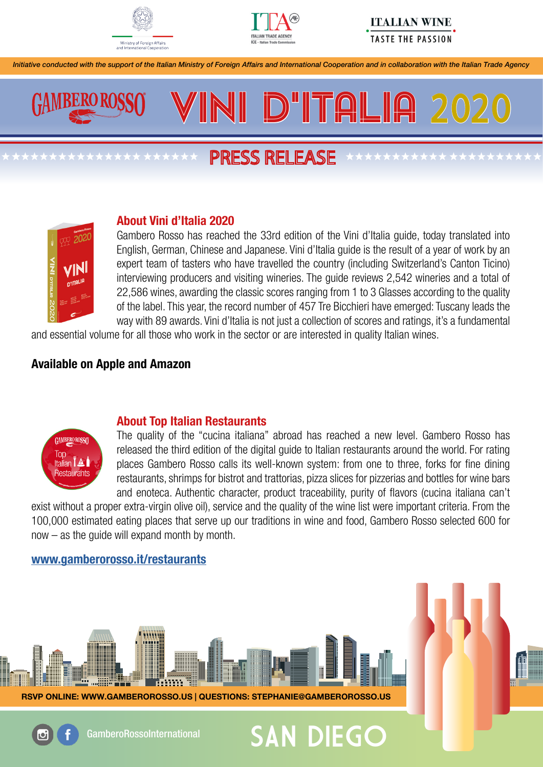Ministry of Foreign Affairs and International Cooperation

ITA ITALIAN TRADE AGENCY
ICE - Italian Trade Commission

ITALIAN WINE
TASTE THE PASSION

*Initiative conducted with the support of the Italian Ministry of Foreign Affairs and International Cooperation and in collaboration with the Italian Trade Agency*

# GAMBERO ROSSO VINI D'ITALIA 2020

## PRESS RELEASE

### About Vini d'Italia 2020

Gambero Rosso has reached the 33rd edition of the Vini d'Italia guide, today translated into English, German, Chinese and Japanese. Vini d'Italia guide is the result of a year of work by an expert team of tasters who have travelled the country (including Switzerland's Canton Ticino) interviewing producers and visiting wineries. The guide reviews 2,542 wineries and a total of 22,586 wines, awarding the classic scores ranging from 1 to 3 Glasses according to the quality of the label. This year, the record number of 457 Tre Bicchieri have emerged: Tuscany leads the way with 89 awards. Vini d'Italia is not just a collection of scores and ratings, it's a fundamental and essential volume for all those who work in the sector or are interested in quality Italian wines.

**Available on Apple and Amazon**

### About Top Italian Restaurants

The quality of the "cucina italiana" abroad has reached a new level. Gambero Rosso has released the third edition of the digital guide to Italian restaurants around the world. For rating places Gambero Rosso calls its well-known system: from one to three, forks for fine dining restaurants, shrimps for bistrot and trattorias, pizza slices for pizzerias and bottles for wine bars and enoteca. Authentic character, product traceability, purity of flavors (cucina italiana can't exist without a proper extra-virgin olive oil), service and the quality of the wine list were important criteria. From the 100,000 estimated eating places that serve up our traditions in wine and food, Gambero Rosso selected 600 for now – as the guide will expand month by month.

[www.gamberorosso.it/restaurants](http://www.gamberorosso.it/restaurants)

RSVP ONLINE: WWW.GAMBEROROSSO.US | QUESTIONS: STEPHANIE@GAMBEROROSSO.US

GamberoRossoInternational

SAN DIEGO